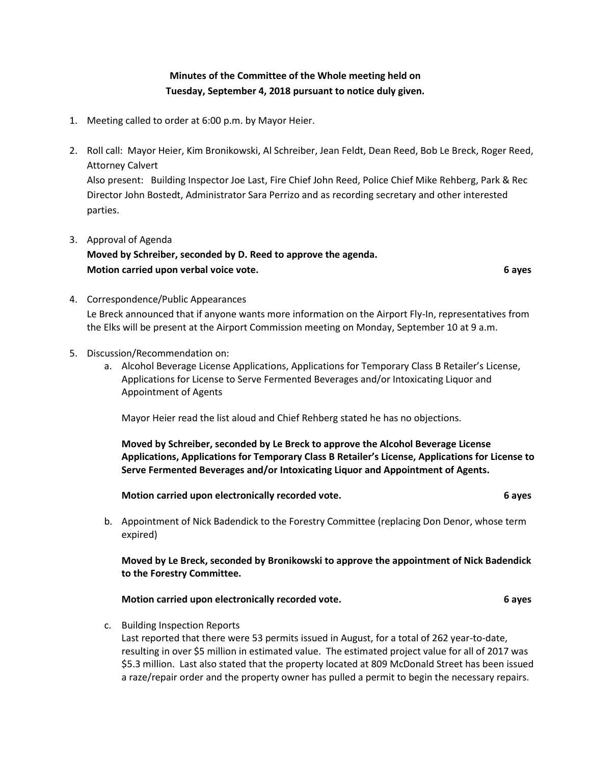**Minutes of the Committee of the Whole meeting held on Tuesday, September 4, 2018 pursuant to notice duly given.**

1. Meeting called to order at 6:00 p.m. by Mayor Heier.

2. Roll call: Mayor Heier, Kim Bronikowski, Al Schreiber, Jean Feldt, Dean Reed, Bob Le Breck, Roger Reed, Attorney Calvert
   Also present: Building Inspector Joe Last, Fire Chief John Reed, Police Chief Mike Rehberg, Park & Rec Director John Bostedt, Administrator Sara Perrizo and as recording secretary and other interested parties.

3. Approval of Agenda
   **Moved by Schreiber, seconded by D. Reed to approve the agenda.**
   **Motion carried upon verbal voice vote. 6 ayes**

4. Correspondence/Public Appearances
   Le Breck announced that if anyone wants more information on the Airport Fly-In, representatives from the Elks will be present at the Airport Commission meeting on Monday, September 10 at 9 a.m.

5. Discussion/Recommendation on:
   a. Alcohol Beverage License Applications, Applications for Temporary Class B Retailer's License, Applications for License to Serve Fermented Beverages and/or Intoxicating Liquor and Appointment of Agents

      Mayor Heier read the list aloud and Chief Rehberg stated he has no objections.

      **Moved by Schreiber, seconded by Le Breck to approve the Alcohol Beverage License Applications, Applications for Temporary Class B Retailer's License, Applications for License to Serve Fermented Beverages and/or Intoxicating Liquor and Appointment of Agents.**

      **Motion carried upon electronically recorded vote. 6 ayes**

   b. Appointment of Nick Badendick to the Forestry Committee (replacing Don Denor, whose term expired)

      **Moved by Le Breck, seconded by Bronikowski to approve the appointment of Nick Badendick to the Forestry Committee.**

      **Motion carried upon electronically recorded vote. 6 ayes**

   c. Building Inspection Reports
      Last reported that there were 53 permits issued in August, for a total of 262 year-to-date, resulting in over $5 million in estimated value. The estimated project value for all of 2017 was $5.3 million. Last also stated that the property located at 809 McDonald Street has been issued a raze/repair order and the property owner has pulled a permit to begin the necessary repairs.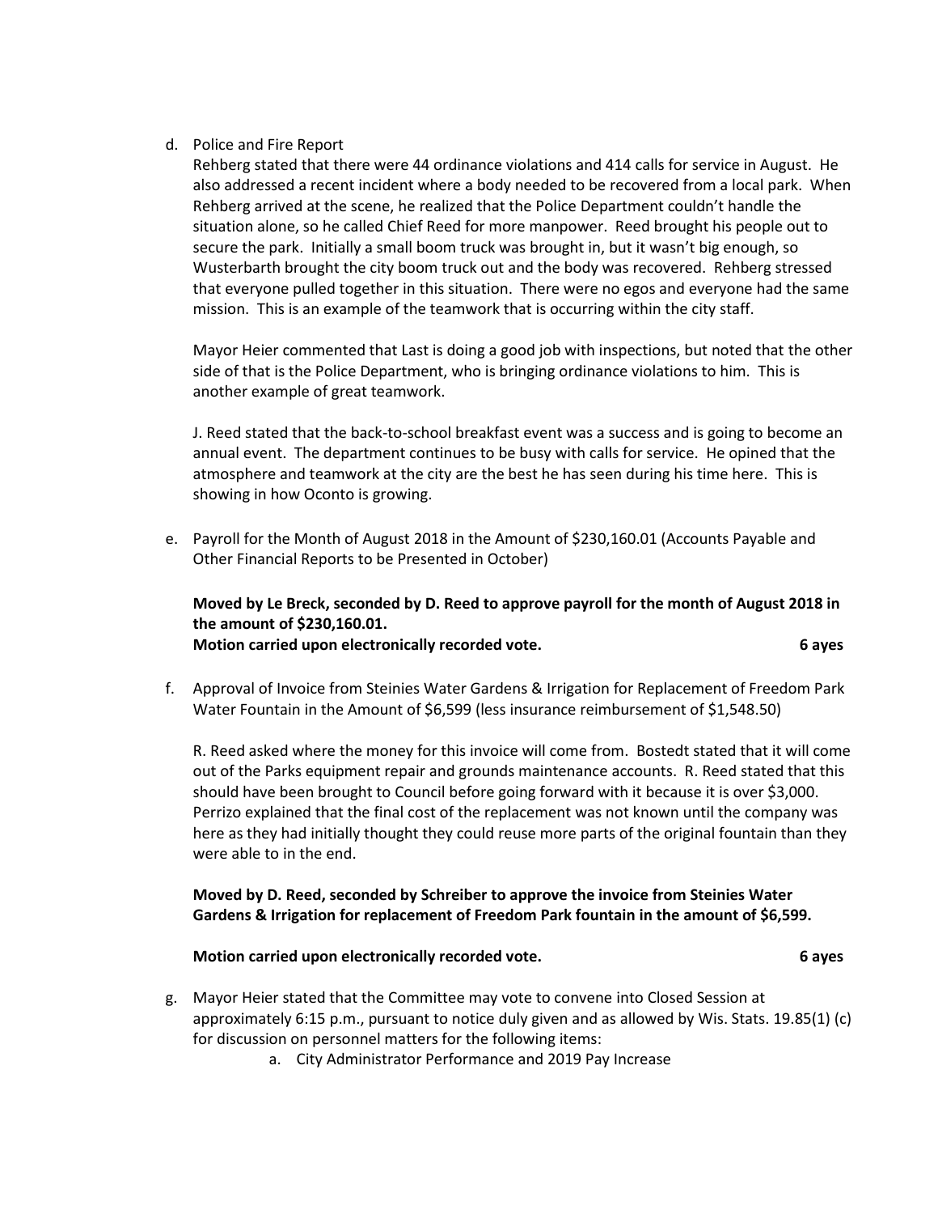d. Police and Fire Report

   Rehberg stated that there were 44 ordinance violations and 414 calls for service in August. He also addressed a recent incident where a body needed to be recovered from a local park. When Rehberg arrived at the scene, he realized that the Police Department couldn't handle the situation alone, so he called Chief Reed for more manpower. Reed brought his people out to secure the park. Initially a small boom truck was brought in, but it wasn't big enough, so Wusterbarth brought the city boom truck out and the body was recovered. Rehberg stressed that everyone pulled together in this situation. There were no egos and everyone had the same mission. This is an example of the teamwork that is occurring within the city staff.

   Mayor Heier commented that Last is doing a good job with inspections, but noted that the other side of that is the Police Department, who is bringing ordinance violations to him. This is another example of great teamwork.

   J. Reed stated that the back-to-school breakfast event was a success and is going to become an annual event. The department continues to be busy with calls for service. He opined that the atmosphere and teamwork at the city are the best he has seen during his time here. This is showing in how Oconto is growing.

e. Payroll for the Month of August 2018 in the Amount of $230,160.01 (Accounts Payable and Other Financial Reports to be Presented in October)

   **Moved by Le Breck, seconded by D. Reed to approve payroll for the month of August 2018 in the amount of $230,160.01.**
   **Motion carried upon electronically recorded vote. 6 ayes**

f. Approval of Invoice from Steinies Water Gardens & Irrigation for Replacement of Freedom Park Water Fountain in the Amount of $6,599 (less insurance reimbursement of $1,548.50)

   R. Reed asked where the money for this invoice will come from. Bostedt stated that it will come out of the Parks equipment repair and grounds maintenance accounts. R. Reed stated that this should have been brought to Council before going forward with it because it is over $3,000. Perrizo explained that the final cost of the replacement was not known until the company was here as they had initially thought they could reuse more parts of the original fountain than they were able to in the end.

   **Moved by D. Reed, seconded by Schreiber to approve the invoice from Steinies Water Gardens & Irrigation for replacement of Freedom Park fountain in the amount of $6,599.**

   **Motion carried upon electronically recorded vote. 6 ayes**

g. Mayor Heier stated that the Committee may vote to convene into Closed Session at approximately 6:15 p.m., pursuant to notice duly given and as allowed by Wis. Stats. 19.85(1) (c) for discussion on personnel matters for the following items:

   a. City Administrator Performance and 2019 Pay Increase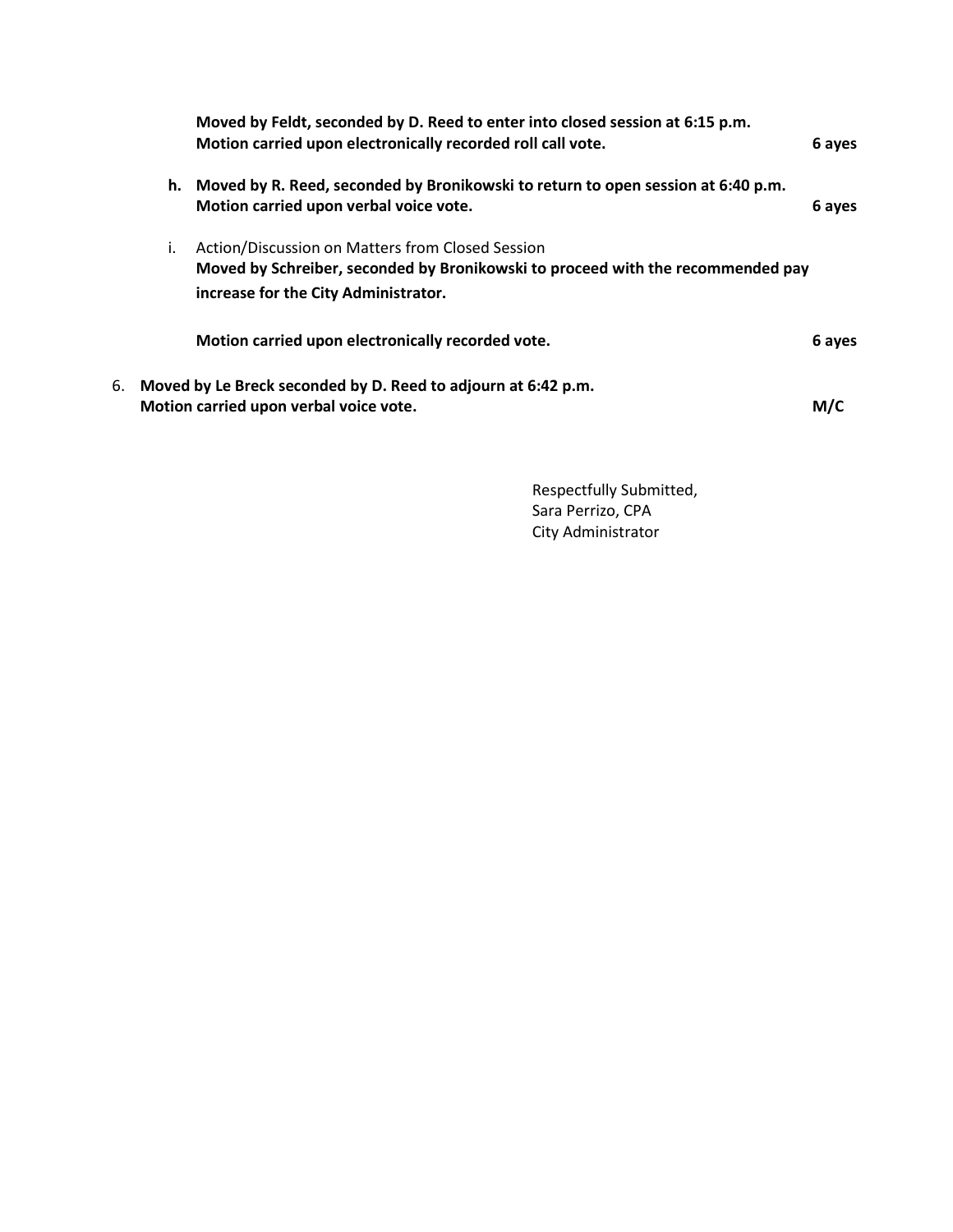**Moved by Feldt, seconded by D. Reed to enter into closed session at 6:15 p.m.**
**Motion carried upon electronically recorded roll call vote.** **6 ayes**

h. **Moved by R. Reed, seconded by Bronikowski to return to open session at 6:40 p.m.**
**Motion carried upon verbal voice vote.** **6 ayes**

i. Action/Discussion on Matters from Closed Session
**Moved by Schreiber, seconded by Bronikowski to proceed with the recommended pay increase for the City Administrator.**

**Motion carried upon electronically recorded vote.** **6 ayes**

6. **Moved by Le Breck seconded by D. Reed to adjourn at 6:42 p.m.**
**Motion carried upon verbal voice vote.** **M/C**

Respectfully Submitted,
Sara Perrizo, CPA
City Administrator